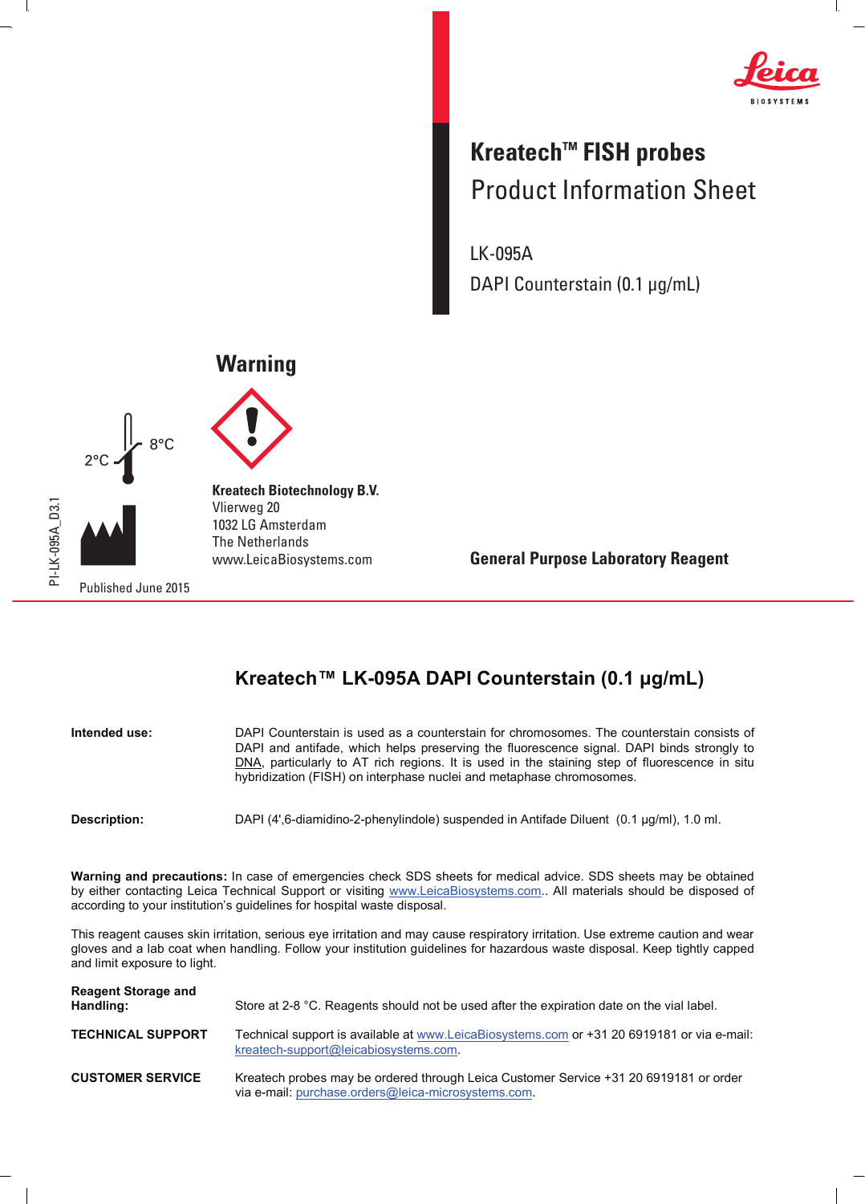Leica BIOSYSTEMS

# Kreatech™ FISH probes
## Product Information Sheet

LK-095A

DAPI Counterstain (0.1 µg/mL)

**Warning**

2°C 8°C

**Kreatech Biotechnology B.V.**
Vlierweg 20
1032 LG Amsterdam
The Netherlands
www.LeicaBiosystems.com

**General Purpose Laboratory Reagent**

Published June 2015

PI-LK-095A_D3.1

## Kreatech™ LK-095A DAPI Counterstain (0.1 µg/mL)

**Intended use:** DAPI Counterstain is used as a counterstain for chromosomes. The counterstain consists of DAPI and antifade, which helps preserving the fluorescence signal. DAPI binds strongly to DNA, particularly to AT rich regions. It is used in the staining step of fluorescence in situ hybridization (FISH) on interphase nuclei and metaphase chromosomes.

**Description:** DAPI (4',6-diamidino-2-phenylindole) suspended in Antifade Diluent (0.1 µg/ml), 1.0 ml.

**Warning and precautions:** In case of emergencies check SDS sheets for medical advice. SDS sheets may be obtained by either contacting Leica Technical Support or visiting www.LeicaBiosystems.com.. All materials should be disposed of according to your institution's guidelines for hospital waste disposal.

This reagent causes skin irritation, serious eye irritation and may cause respiratory irritation. Use extreme caution and wear gloves and a lab coat when handling. Follow your institution guidelines for hazardous waste disposal. Keep tightly capped and limit exposure to light.

**Reagent Storage and Handling:** Store at 2-8 °C. Reagents should not be used after the expiration date on the vial label.

**TECHNICAL SUPPORT** Technical support is available at www.LeicaBiosystems.com or +31 20 6919181 or via e-mail: kreatech-support@leicabiosystems.com.

**CUSTOMER SERVICE** Kreatech probes may be ordered through Leica Customer Service +31 20 6919181 or order via e-mail: purchase.orders@leica-microsystems.com.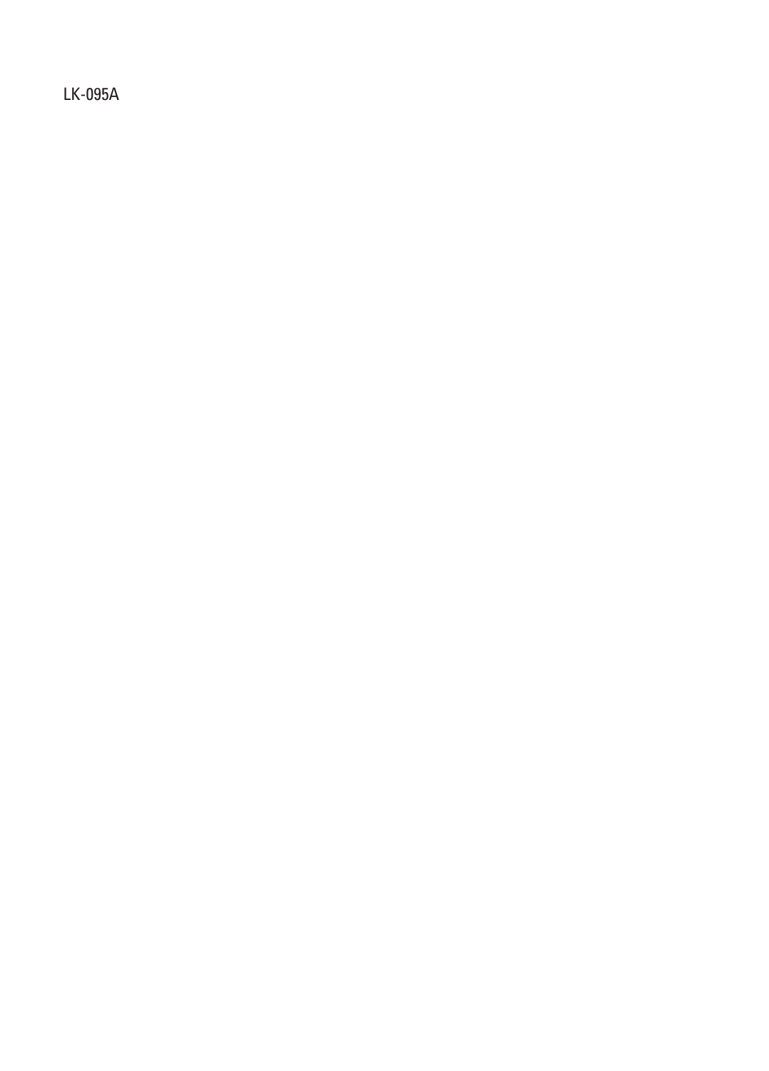LK-095A